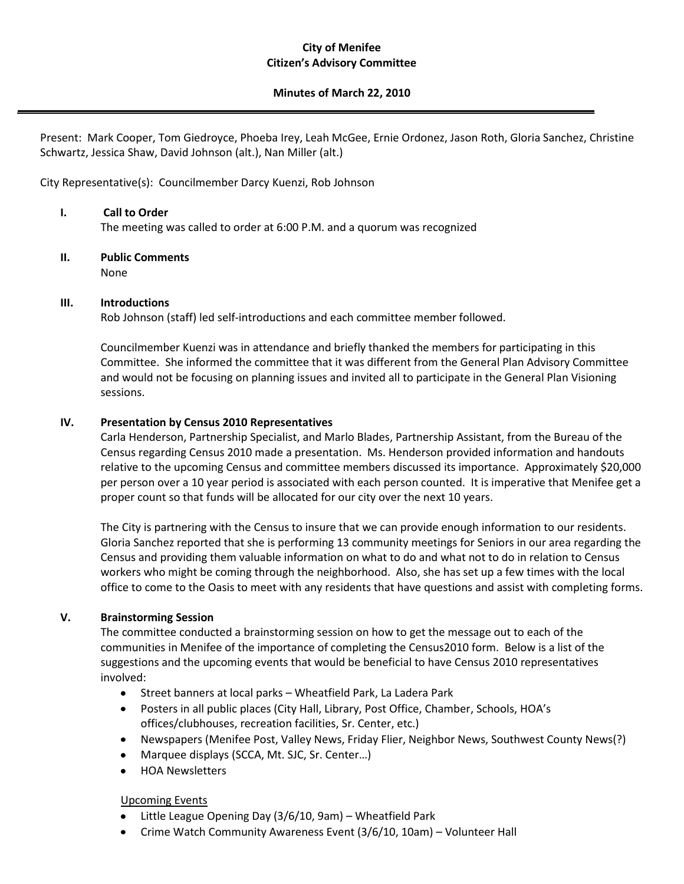**City of Menifee**
**Citizen's Advisory Committee**

**Minutes of March 22, 2010**

---

Present: Mark Cooper, Tom Giedroyce, Phoeba Irey, Leah McGee, Ernie Ordonez, Jason Roth, Gloria Sanchez, Christine Schwartz, Jessica Shaw, David Johnson (alt.), Nan Miller (alt.)

City Representative(s): Councilmember Darcy Kuenzi, Rob Johnson

**I. Call to Order**

The meeting was called to order at 6:00 P.M. and a quorum was recognized

**II. Public Comments**

None

**III. Introductions**

Rob Johnson (staff) led self-introductions and each committee member followed.

Councilmember Kuenzi was in attendance and briefly thanked the members for participating in this Committee. She informed the committee that it was different from the General Plan Advisory Committee and would not be focusing on planning issues and invited all to participate in the General Plan Visioning sessions.

**IV. Presentation by Census 2010 Representatives**

Carla Henderson, Partnership Specialist, and Marlo Blades, Partnership Assistant, from the Bureau of the Census regarding Census 2010 made a presentation. Ms. Henderson provided information and handouts relative to the upcoming Census and committee members discussed its importance. Approximately $20,000 per person over a 10 year period is associated with each person counted. It is imperative that Menifee get a proper count so that funds will be allocated for our city over the next 10 years.

The City is partnering with the Census to insure that we can provide enough information to our residents. Gloria Sanchez reported that she is performing 13 community meetings for Seniors in our area regarding the Census and providing them valuable information on what to do and what not to do in relation to Census workers who might be coming through the neighborhood. Also, she has set up a few times with the local office to come to the Oasis to meet with any residents that have questions and assist with completing forms.

**V. Brainstorming Session**

The committee conducted a brainstorming session on how to get the message out to each of the communities in Menifee of the importance of completing the Census2010 form. Below is a list of the suggestions and the upcoming events that would be beneficial to have Census 2010 representatives involved:

- Street banners at local parks – Wheatfield Park, La Ladera Park
- Posters in all public places (City Hall, Library, Post Office, Chamber, Schools, HOA's offices/clubhouses, recreation facilities, Sr. Center, etc.)
- Newspapers (Menifee Post, Valley News, Friday Flier, Neighbor News, Southwest County News(?)
- Marquee displays (SCCA, Mt. SJC, Sr. Center…)
- HOA Newsletters

Upcoming Events

- Little League Opening Day (3/6/10, 9am) – Wheatfield Park
- Crime Watch Community Awareness Event (3/6/10, 10am) – Volunteer Hall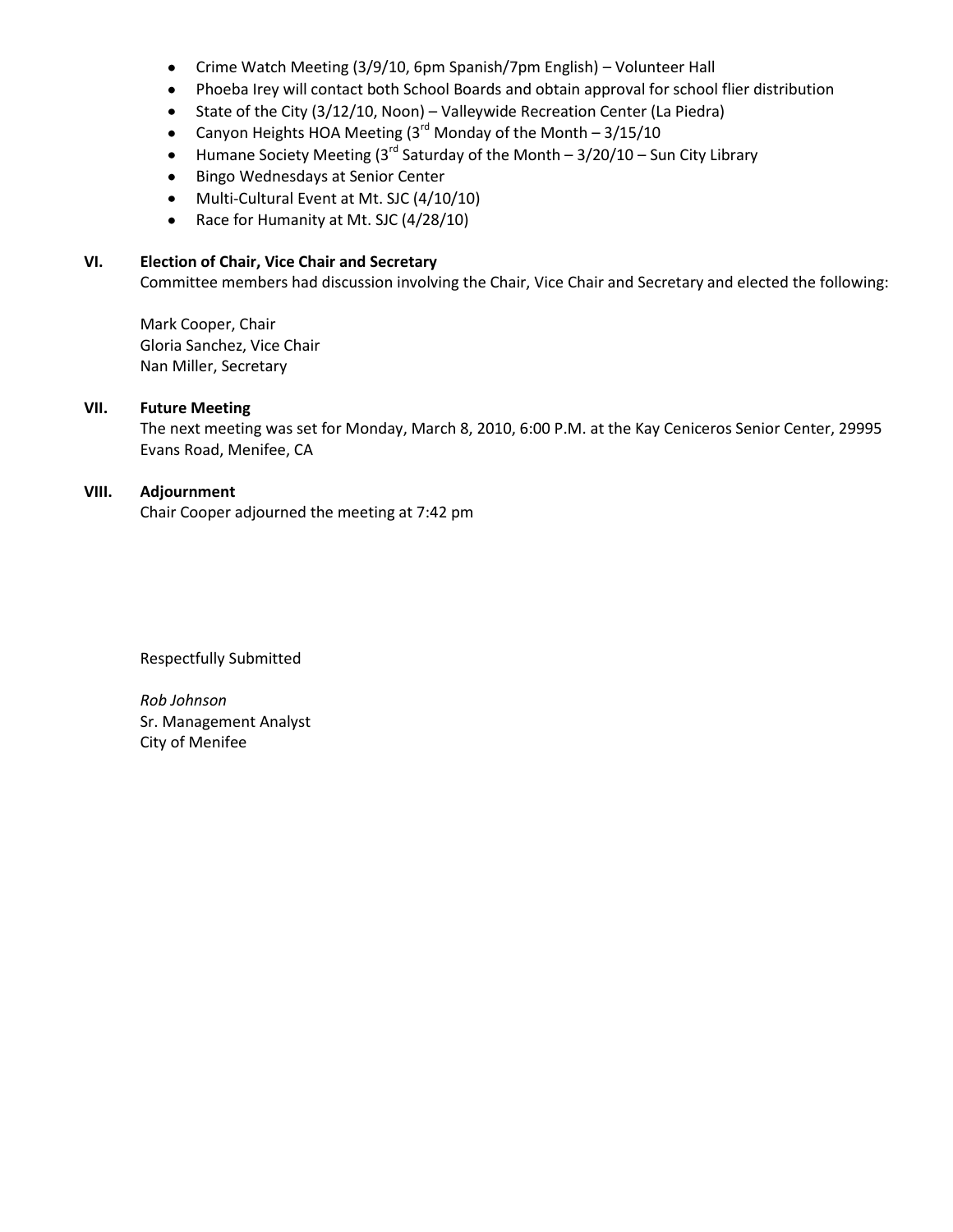- Crime Watch Meeting (3/9/10, 6pm Spanish/7pm English) – Volunteer Hall
- Phoeba Irey will contact both School Boards and obtain approval for school flier distribution
- State of the City (3/12/10, Noon) – Valleywide Recreation Center (La Piedra)
- Canyon Heights HOA Meeting (3rd Monday of the Month – 3/15/10
- Humane Society Meeting (3rd Saturday of the Month – 3/20/10 – Sun City Library
- Bingo Wednesdays at Senior Center
- Multi-Cultural Event at Mt. SJC (4/10/10)
- Race for Humanity at Mt. SJC (4/28/10)

## VI. Election of Chair, Vice Chair and Secretary

Committee members had discussion involving the Chair, Vice Chair and Secretary and elected the following:

Mark Cooper, Chair
Gloria Sanchez, Vice Chair
Nan Miller, Secretary

## VII. Future Meeting

The next meeting was set for Monday, March 8, 2010, 6:00 P.M. at the Kay Ceniceros Senior Center, 29995 Evans Road, Menifee, CA

## VIII. Adjournment

Chair Cooper adjourned the meeting at 7:42 pm

Respectfully Submitted

*Rob Johnson*
Sr. Management Analyst
City of Menifee